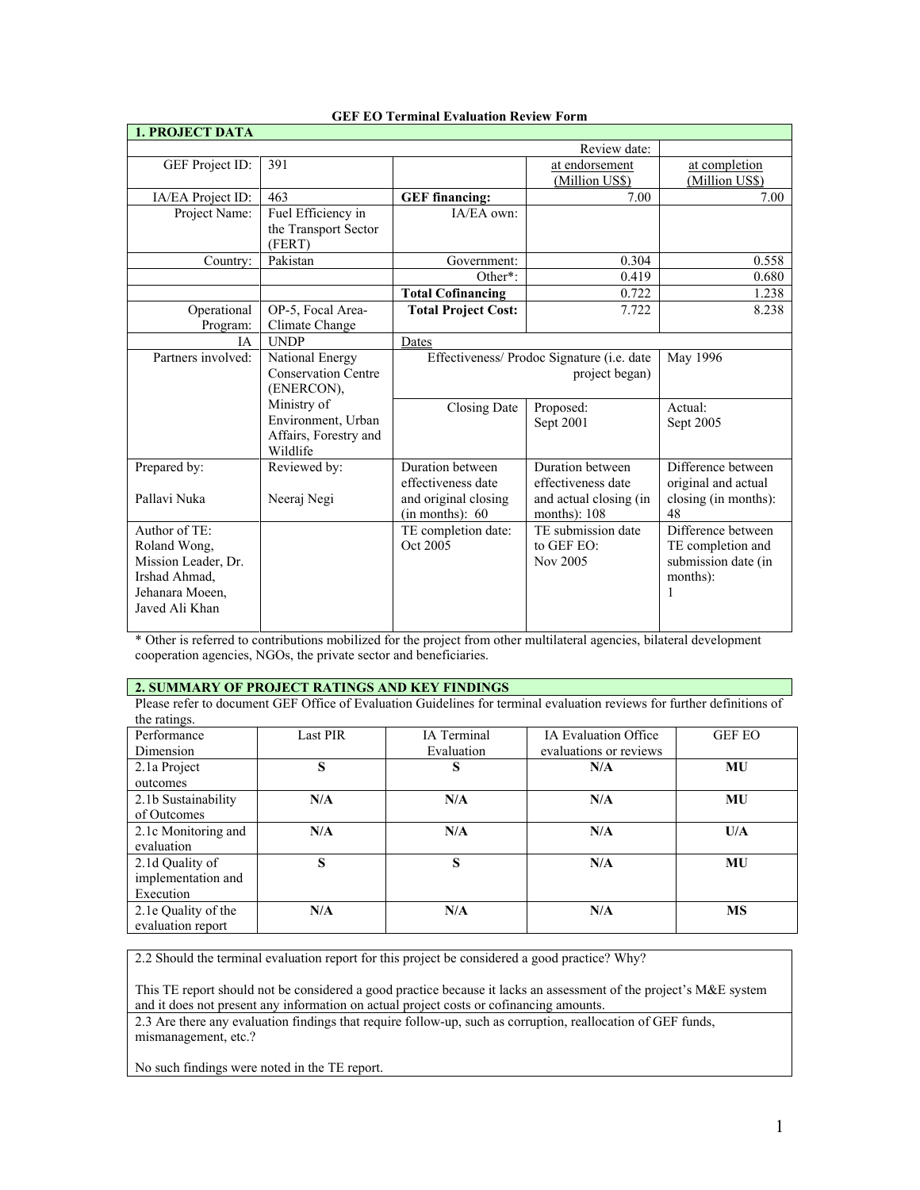**GEF EO Terminal Evaluation Review Form**

| **1. PROJECT DATA** | | | | |
|---|---|---|---|---|
| | | | Review date: | |
| GEF Project ID: | 391 | | at endorsement (Million US$) | at completion (Million US$) |
| IA/EA Project ID: | 463 | **GEF financing:** | 7.00 | 7.00 |
| Project Name: | Fuel Efficiency in the Transport Sector (FERT) | IA/EA own: | | |
| Country: | Pakistan | Government: | 0.304 | 0.558 |
| | | Other*: | 0.419 | 0.680 |
| | | **Total Cofinancing** | 0.722 | 1.238 |
| Operational Program: | OP-5, Focal Area- Climate Change | **Total Project Cost:** | 7.722 | 8.238 |
| IA | UNDP | Dates | | |
| Partners involved: | National Energy Conservation Centre (ENERCON), Ministry of Environment, Urban Affairs, Forestry and Wildlife | Effectiveness/ Prodoc Signature (i.e. date project began) | | May 1996 |
| | | Closing Date | Proposed: Sept 2001 | Actual: Sept 2005 |
| Prepared by: Pallavi Nuka | Reviewed by: Neeraj Negi | Duration between effectiveness date and original closing (in months): 60 | Duration between effectiveness date and actual closing (in months): 108 | Difference between original and actual closing (in months): 48 |
| Author of TE: Roland Wong, Mission Leader, Dr. Irshad Ahmad, Jehanara Moeen, Javed Ali Khan | | TE completion date: Oct 2005 | TE submission date to GEF EO: Nov 2005 | Difference between TE completion and submission date (in months): 1 |

* Other is referred to contributions mobilized for the project from other multilateral agencies, bilateral development cooperation agencies, NGOs, the private sector and beneficiaries.

**2. SUMMARY OF PROJECT RATINGS AND KEY FINDINGS**

Please refer to document GEF Office of Evaluation Guidelines for terminal evaluation reviews for further definitions of the ratings.

| Performance Dimension | Last PIR | IA Terminal Evaluation | IA Evaluation Office evaluations or reviews | GEF EO |
|---|---|---|---|---|
| 2.1a Project outcomes | **S** | **S** | **N/A** | **MU** |
| 2.1b Sustainability of Outcomes | **N/A** | **N/A** | **N/A** | **MU** |
| 2.1c Monitoring and evaluation | **N/A** | **N/A** | **N/A** | **U/A** |
| 2.1d Quality of implementation and Execution | **S** | **S** | **N/A** | **MU** |
| 2.1e Quality of the evaluation report | **N/A** | **N/A** | **N/A** | **MS** |

2.2 Should the terminal evaluation report for this project be considered a good practice? Why?

This TE report should not be considered a good practice because it lacks an assessment of the project's M&E system and it does not present any information on actual project costs or cofinancing amounts.

2.3 Are there any evaluation findings that require follow-up, such as corruption, reallocation of GEF funds, mismanagement, etc.?

No such findings were noted in the TE report.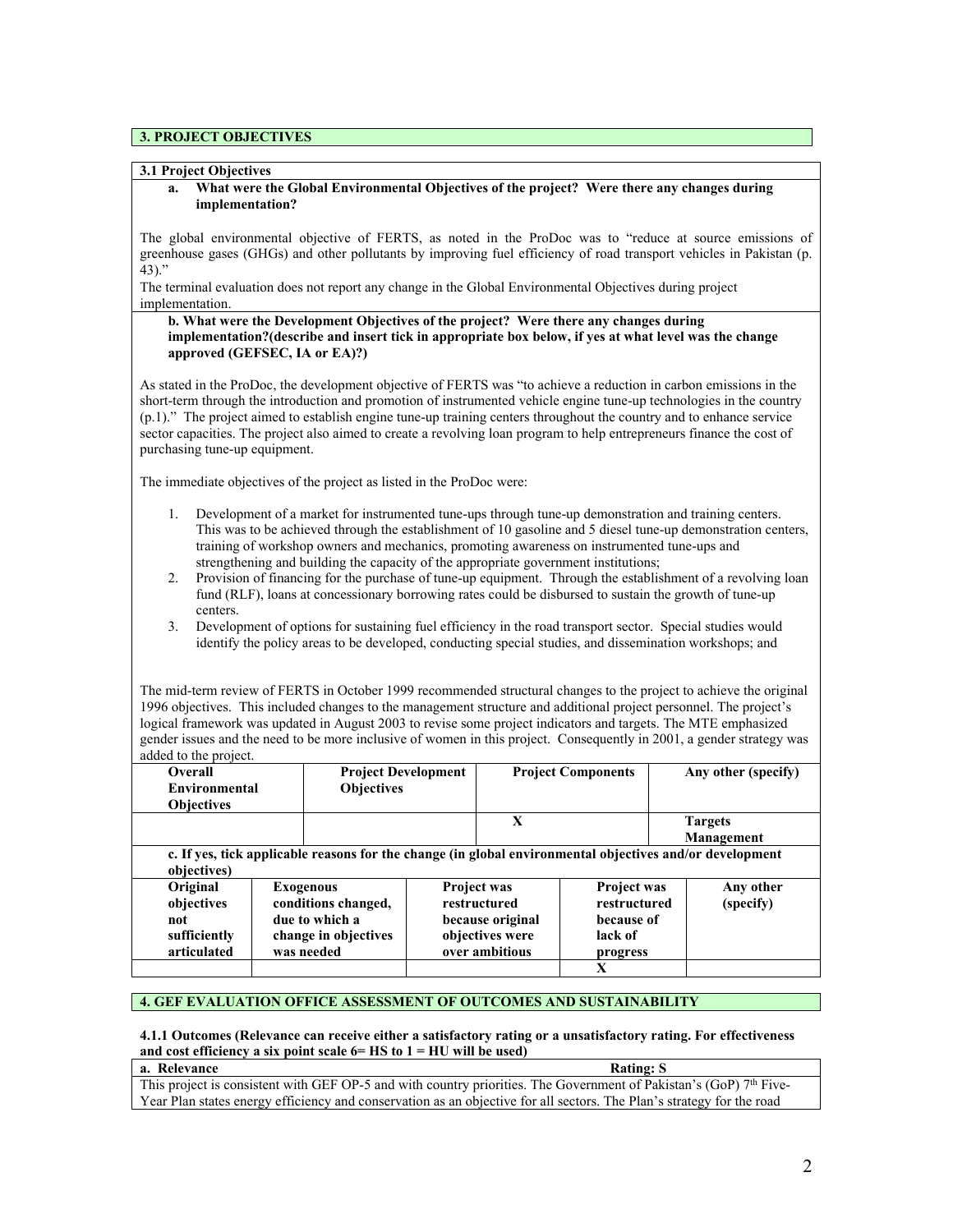## 3. PROJECT OBJECTIVES

### 3.1 Project Objectives

**a. What were the Global Environmental Objectives of the project? Were there any changes during implementation?**

The global environmental objective of FERTS, as noted in the ProDoc was to "reduce at source emissions of greenhouse gases (GHGs) and other pollutants by improving fuel efficiency of road transport vehicles in Pakistan (p. 43)."

The terminal evaluation does not report any change in the Global Environmental Objectives during project implementation.

**b. What were the Development Objectives of the project? Were there any changes during implementation?(describe and insert tick in appropriate box below, if yes at what level was the change approved (GEFSEC, IA or EA)?)**

As stated in the ProDoc, the development objective of FERTS was "to achieve a reduction in carbon emissions in the short-term through the introduction and promotion of instrumented vehicle engine tune-up technologies in the country (p.1)." The project aimed to establish engine tune-up training centers throughout the country and to enhance service sector capacities. The project also aimed to create a revolving loan program to help entrepreneurs finance the cost of purchasing tune-up equipment.

The immediate objectives of the project as listed in the ProDoc were:

1. Development of a market for instrumented tune-ups through tune-up demonstration and training centers. This was to be achieved through the establishment of 10 gasoline and 5 diesel tune-up demonstration centers, training of workshop owners and mechanics, promoting awareness on instrumented tune-ups and strengthening and building the capacity of the appropriate government institutions;
2. Provision of financing for the purchase of tune-up equipment. Through the establishment of a revolving loan fund (RLF), loans at concessionary borrowing rates could be disbursed to sustain the growth of tune-up centers.
3. Development of options for sustaining fuel efficiency in the road transport sector. Special studies would identify the policy areas to be developed, conducting special studies, and dissemination workshops; and

The mid-term review of FERTS in October 1999 recommended structural changes to the project to achieve the original 1996 objectives. This included changes to the management structure and additional project personnel. The project's logical framework was updated in August 2003 to revise some project indicators and targets. The MTE emphasized gender issues and the need to be more inclusive of women in this project. Consequently in 2001, a gender strategy was added to the project.

| Overall Environmental Objectives | Project Development Objectives | Project Components | Any other (specify) |
|---|---|---|---|
| | | X | Targets Management |

**c. If yes, tick applicable reasons for the change (in global environmental objectives and/or development objectives)**

| Original objectives not sufficiently articulated | Exogenous conditions changed, due to which a change in objectives was needed | Project was restructured because original objectives were over ambitious | Project was restructured because of lack of progress | Any other (specify) |
|---|---|---|---|---|
| | | | X | |

## 4. GEF EVALUATION OFFICE ASSESSMENT OF OUTCOMES AND SUSTAINABILITY

**4.1.1 Outcomes (Relevance can receive either a satisfactory rating or a unsatisfactory rating. For effectiveness and cost efficiency a six point scale 6= HS to 1 = HU will be used)**

| a. Relevance | Rating: S |
|---|---|
| This project is consistent with GEF OP-5 and with country priorities. The Government of Pakistan's (GoP) 7th Five-Year Plan states energy efficiency and conservation as an objective for all sectors. The Plan's strategy for the road | |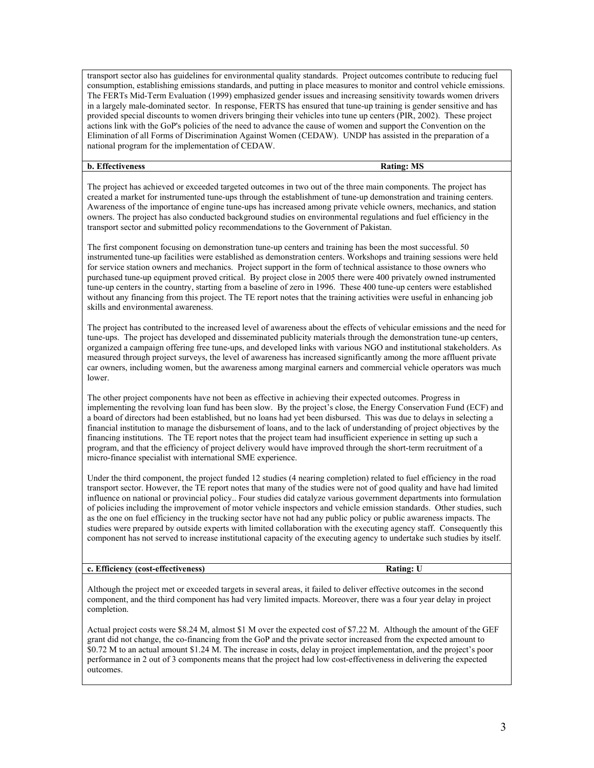transport sector also has guidelines for environmental quality standards. Project outcomes contribute to reducing fuel consumption, establishing emissions standards, and putting in place measures to monitor and control vehicle emissions. The FERTs Mid-Term Evaluation (1999) emphasized gender issues and increasing sensitivity towards women drivers in a largely male-dominated sector. In response, FERTS has ensured that tune-up training is gender sensitive and has provided special discounts to women drivers bringing their vehicles into tune up centers (PIR, 2002). These project actions link with the GoP's policies of the need to advance the cause of women and support the Convention on the Elimination of all Forms of Discrimination Against Women (CEDAW). UNDP has assisted in the preparation of a national program for the implementation of CEDAW.

**b. Effectiveness** **Rating: MS**

The project has achieved or exceeded targeted outcomes in two out of the three main components. The project has created a market for instrumented tune-ups through the establishment of tune-up demonstration and training centers. Awareness of the importance of engine tune-ups has increased among private vehicle owners, mechanics, and station owners. The project has also conducted background studies on environmental regulations and fuel efficiency in the transport sector and submitted policy recommendations to the Government of Pakistan.

The first component focusing on demonstration tune-up centers and training has been the most successful. 50 instrumented tune-up facilities were established as demonstration centers. Workshops and training sessions were held for service station owners and mechanics. Project support in the form of technical assistance to those owners who purchased tune-up equipment proved critical. By project close in 2005 there were 400 privately owned instrumented tune-up centers in the country, starting from a baseline of zero in 1996. These 400 tune-up centers were established without any financing from this project. The TE report notes that the training activities were useful in enhancing job skills and environmental awareness.

The project has contributed to the increased level of awareness about the effects of vehicular emissions and the need for tune-ups. The project has developed and disseminated publicity materials through the demonstration tune-up centers, organized a campaign offering free tune-ups, and developed links with various NGO and institutional stakeholders. As measured through project surveys, the level of awareness has increased significantly among the more affluent private car owners, including women, but the awareness among marginal earners and commercial vehicle operators was much lower.

The other project components have not been as effective in achieving their expected outcomes. Progress in implementing the revolving loan fund has been slow. By the project's close, the Energy Conservation Fund (ECF) and a board of directors had been established, but no loans had yet been disbursed. This was due to delays in selecting a financial institution to manage the disbursement of loans, and to the lack of understanding of project objectives by the financing institutions. The TE report notes that the project team had insufficient experience in setting up such a program, and that the efficiency of project delivery would have improved through the short-term recruitment of a micro-finance specialist with international SME experience.

Under the third component, the project funded 12 studies (4 nearing completion) related to fuel efficiency in the road transport sector. However, the TE report notes that many of the studies were not of good quality and have had limited influence on national or provincial policy.. Four studies did catalyze various government departments into formulation of policies including the improvement of motor vehicle inspectors and vehicle emission standards. Other studies, such as the one on fuel efficiency in the trucking sector have not had any public policy or public awareness impacts. The studies were prepared by outside experts with limited collaboration with the executing agency staff. Consequently this component has not served to increase institutional capacity of the executing agency to undertake such studies by itself.

**c. Efficiency (cost-effectiveness)** **Rating: U**

Although the project met or exceeded targets in several areas, it failed to deliver effective outcomes in the second component, and the third component has had very limited impacts. Moreover, there was a four year delay in project completion.

Actual project costs were \$8.24 M, almost \$1 M over the expected cost of \$7.22 M. Although the amount of the GEF grant did not change, the co-financing from the GoP and the private sector increased from the expected amount to \$0.72 M to an actual amount \$1.24 M. The increase in costs, delay in project implementation, and the project's poor performance in 2 out of 3 components means that the project had low cost-effectiveness in delivering the expected outcomes.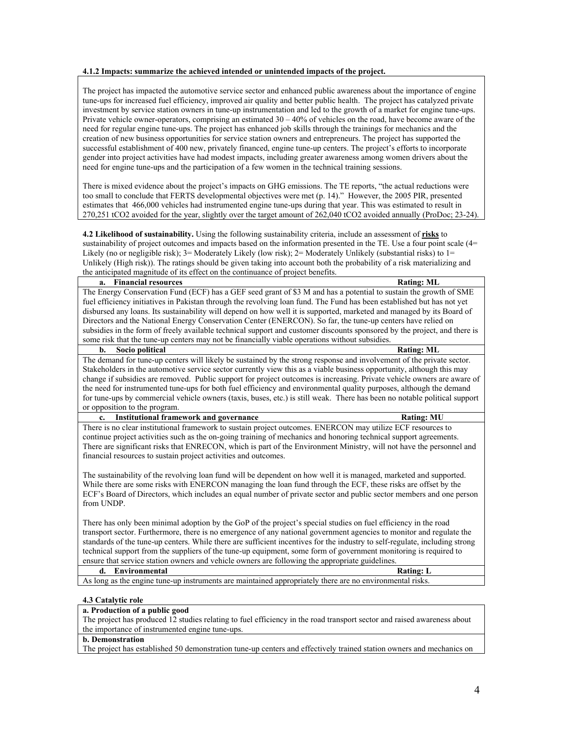**4.1.2 Impacts: summarize the achieved intended or unintended impacts of the project.**

The project has impacted the automotive service sector and enhanced public awareness about the importance of engine tune-ups for increased fuel efficiency, improved air quality and better public health. The project has catalyzed private investment by service station owners in tune-up instrumentation and led to the growth of a market for engine tune-ups. Private vehicle owner-operators, comprising an estimated 30 – 40% of vehicles on the road, have become aware of the need for regular engine tune-ups. The project has enhanced job skills through the trainings for mechanics and the creation of new business opportunities for service station owners and entrepreneurs. The project has supported the successful establishment of 400 new, privately financed, engine tune-up centers. The project's efforts to incorporate gender into project activities have had modest impacts, including greater awareness among women drivers about the need for engine tune-ups and the participation of a few women in the technical training sessions.

There is mixed evidence about the project's impacts on GHG emissions. The TE reports, "the actual reductions were too small to conclude that FERTS developmental objectives were met (p. 14)." However, the 2005 PIR, presented estimates that 466,000 vehicles had instrumented engine tune-ups during that year. This was estimated to result in 270,251 $tCO_2$ avoided for the year, slightly over the target amount of 262,040 $tCO_2$ avoided annually (ProDoc; 23-24).

**4.2 Likelihood of sustainability.** Using the following sustainability criteria, include an assessment of **risks** to sustainability of project outcomes and impacts based on the information presented in the TE. Use a four point scale (4= Likely (no or negligible risk); 3= Moderately Likely (low risk); 2= Moderately Unlikely (substantial risks) to 1= Unlikely (High risk)). The ratings should be given taking into account both the probability of a risk materializing and the anticipated magnitude of its effect on the continuance of project benefits.

| **a. Financial resources** | **Rating: ML** |
|---|---|
| The Energy Conservation Fund (ECF) has a GEF seed grant of $3 M and has a potential to sustain the growth of SME fuel efficiency initiatives in Pakistan through the revolving loan fund. The Fund has been established but has not yet disbursed any loans. Its sustainability will depend on how well it is supported, marketed and managed by its Board of Directors and the National Energy Conservation Center (ENERCON). So far, the tune-up centers have relied on subsidies in the form of freely available technical support and customer discounts sponsored by the project, and there is some risk that the tune-up centers may not be financially viable operations without subsidies. | |
| **b. Socio political** | **Rating: ML** |
| The demand for tune-up centers will likely be sustained by the strong response and involvement of the private sector. Stakeholders in the automotive service sector currently view this as a viable business opportunity, although this may change if subsidies are removed. Public support for project outcomes is increasing. Private vehicle owners are aware of the need for instrumented tune-ups for both fuel efficiency and environmental quality purposes, although the demand for tune-ups by commercial vehicle owners (taxis, buses, etc.) is still weak. There has been no notable political support or opposition to the program. | |
| **c. Institutional framework and governance** | **Rating: MU** |
| There is no clear institutional framework to sustain project outcomes. ENERCON may utilize ECF resources to continue project activities such as the on-going training of mechanics and honoring technical support agreements. There are significant risks that ENRECON, which is part of the Environment Ministry, will not have the personnel and financial resources to sustain project activities and outcomes.<br><br>The sustainability of the revolving loan fund will be dependent on how well it is managed, marketed and supported. While there are some risks with ENERCON managing the loan fund through the ECF, these risks are offset by the ECF's Board of Directors, which includes an equal number of private sector and public sector members and one person from UNDP.<br><br>There has only been minimal adoption by the GoP of the project's special studies on fuel efficiency in the road transport sector. Furthermore, there is no emergence of any national government agencies to monitor and regulate the standards of the tune-up centers. While there are sufficient incentives for the industry to self-regulate, including strong technical support from the suppliers of the tune-up equipment, some form of government monitoring is required to ensure that service station owners and vehicle owners are following the appropriate guidelines. | |
| **d. Environmental** | **Rating: L** |
| As long as the engine tune-up instruments are maintained appropriately there are no environmental risks. | |

**4.3 Catalytic role**

| **a. Production of a public good** |
|---|
| The project has produced 12 studies relating to fuel efficiency in the road transport sector and raised awareness about the importance of instrumented engine tune-ups. |
| **b. Demonstration** |
| The project has established 50 demonstration tune-up centers and effectively trained station owners and mechanics on |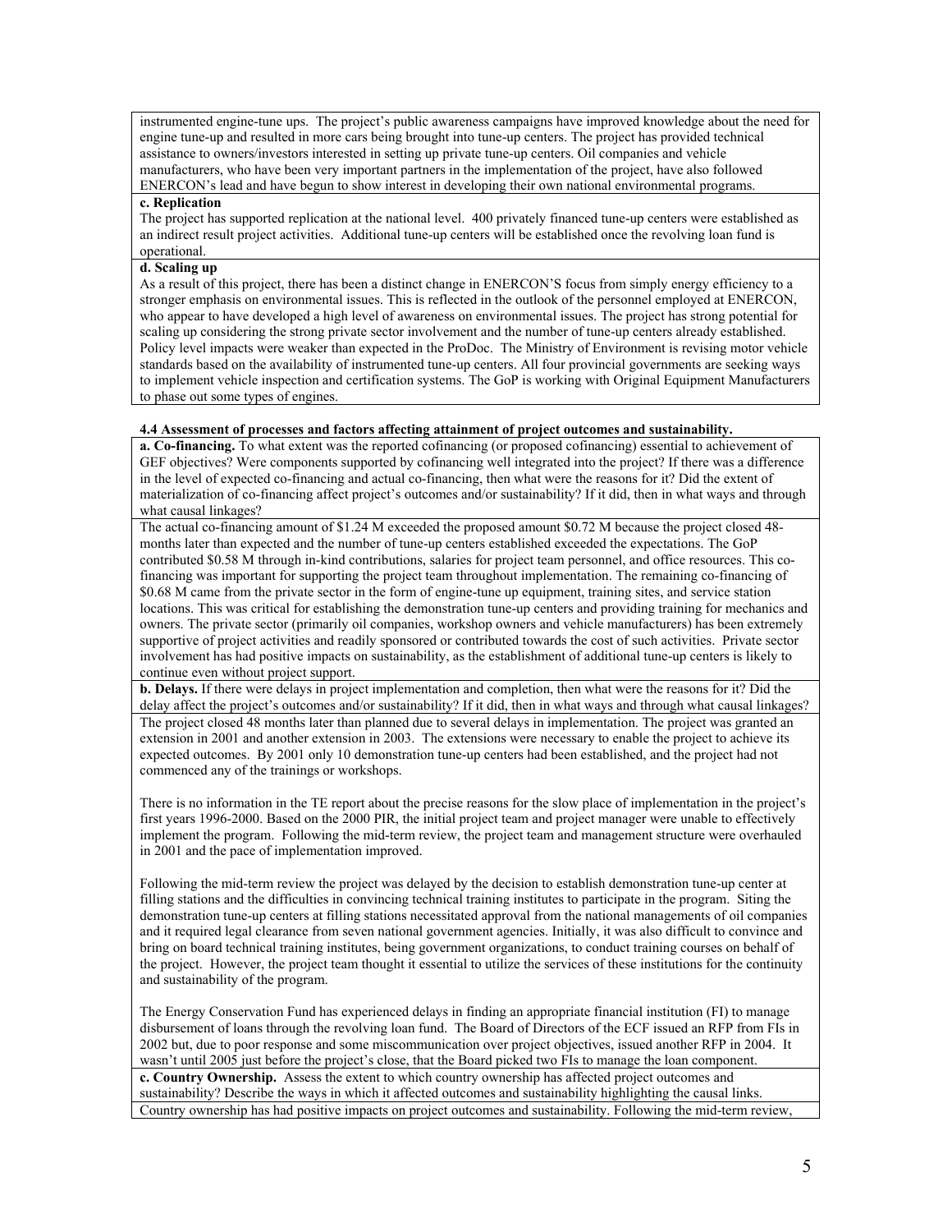instrumented engine-tune ups. The project's public awareness campaigns have improved knowledge about the need for engine tune-up and resulted in more cars being brought into tune-up centers. The project has provided technical assistance to owners/investors interested in setting up private tune-up centers. Oil companies and vehicle manufacturers, who have been very important partners in the implementation of the project, have also followed ENERCON's lead and have begun to show interest in developing their own national environmental programs.

**c. Replication**

The project has supported replication at the national level. 400 privately financed tune-up centers were established as an indirect result project activities. Additional tune-up centers will be established once the revolving loan fund is operational.

**d. Scaling up**

As a result of this project, there has been a distinct change in ENERCON'S focus from simply energy efficiency to a stronger emphasis on environmental issues. This is reflected in the outlook of the personnel employed at ENERCON, who appear to have developed a high level of awareness on environmental issues. The project has strong potential for scaling up considering the strong private sector involvement and the number of tune-up centers already established. Policy level impacts were weaker than expected in the ProDoc. The Ministry of Environment is revising motor vehicle standards based on the availability of instrumented tune-up centers. All four provincial governments are seeking ways to implement vehicle inspection and certification systems. The GoP is working with Original Equipment Manufacturers to phase out some types of engines.

**4.4 Assessment of processes and factors affecting attainment of project outcomes and sustainability.**

**a. Co-financing.** To what extent was the reported cofinancing (or proposed cofinancing) essential to achievement of GEF objectives? Were components supported by cofinancing well integrated into the project? If there was a difference in the level of expected co-financing and actual co-financing, then what were the reasons for it? Did the extent of materialization of co-financing affect project's outcomes and/or sustainability? If it did, then in what ways and through what causal linkages?

The actual co-financing amount of \$1.24 M exceeded the proposed amount \$0.72 M because the project closed 48-months later than expected and the number of tune-up centers established exceeded the expectations. The GoP contributed \$0.58 M through in-kind contributions, salaries for project team personnel, and office resources. This co-financing was important for supporting the project team throughout implementation. The remaining co-financing of \$0.68 M came from the private sector in the form of engine-tune up equipment, training sites, and service station locations. This was critical for establishing the demonstration tune-up centers and providing training for mechanics and owners. The private sector (primarily oil companies, workshop owners and vehicle manufacturers) has been extremely supportive of project activities and readily sponsored or contributed towards the cost of such activities. Private sector involvement has had positive impacts on sustainability, as the establishment of additional tune-up centers is likely to continue even without project support.

**b. Delays.** If there were delays in project implementation and completion, then what were the reasons for it? Did the delay affect the project's outcomes and/or sustainability? If it did, then in what ways and through what causal linkages?

The project closed 48 months later than planned due to several delays in implementation. The project was granted an extension in 2001 and another extension in 2003. The extensions were necessary to enable the project to achieve its expected outcomes. By 2001 only 10 demonstration tune-up centers had been established, and the project had not commenced any of the trainings or workshops.

There is no information in the TE report about the precise reasons for the slow place of implementation in the project's first years 1996-2000. Based on the 2000 PIR, the initial project team and project manager were unable to effectively implement the program. Following the mid-term review, the project team and management structure were overhauled in 2001 and the pace of implementation improved.

Following the mid-term review the project was delayed by the decision to establish demonstration tune-up center at filling stations and the difficulties in convincing technical training institutes to participate in the program. Siting the demonstration tune-up centers at filling stations necessitated approval from the national managements of oil companies and it required legal clearance from seven national government agencies. Initially, it was also difficult to convince and bring on board technical training institutes, being government organizations, to conduct training courses on behalf of the project. However, the project team thought it essential to utilize the services of these institutions for the continuity and sustainability of the program.

The Energy Conservation Fund has experienced delays in finding an appropriate financial institution (FI) to manage disbursement of loans through the revolving loan fund. The Board of Directors of the ECF issued an RFP from FIs in 2002 but, due to poor response and some miscommunication over project objectives, issued another RFP in 2004. It wasn't until 2005 just before the project's close, that the Board picked two FIs to manage the loan component.

**c. Country Ownership.** Assess the extent to which country ownership has affected project outcomes and sustainability? Describe the ways in which it affected outcomes and sustainability highlighting the causal links.

Country ownership has had positive impacts on project outcomes and sustainability. Following the mid-term review,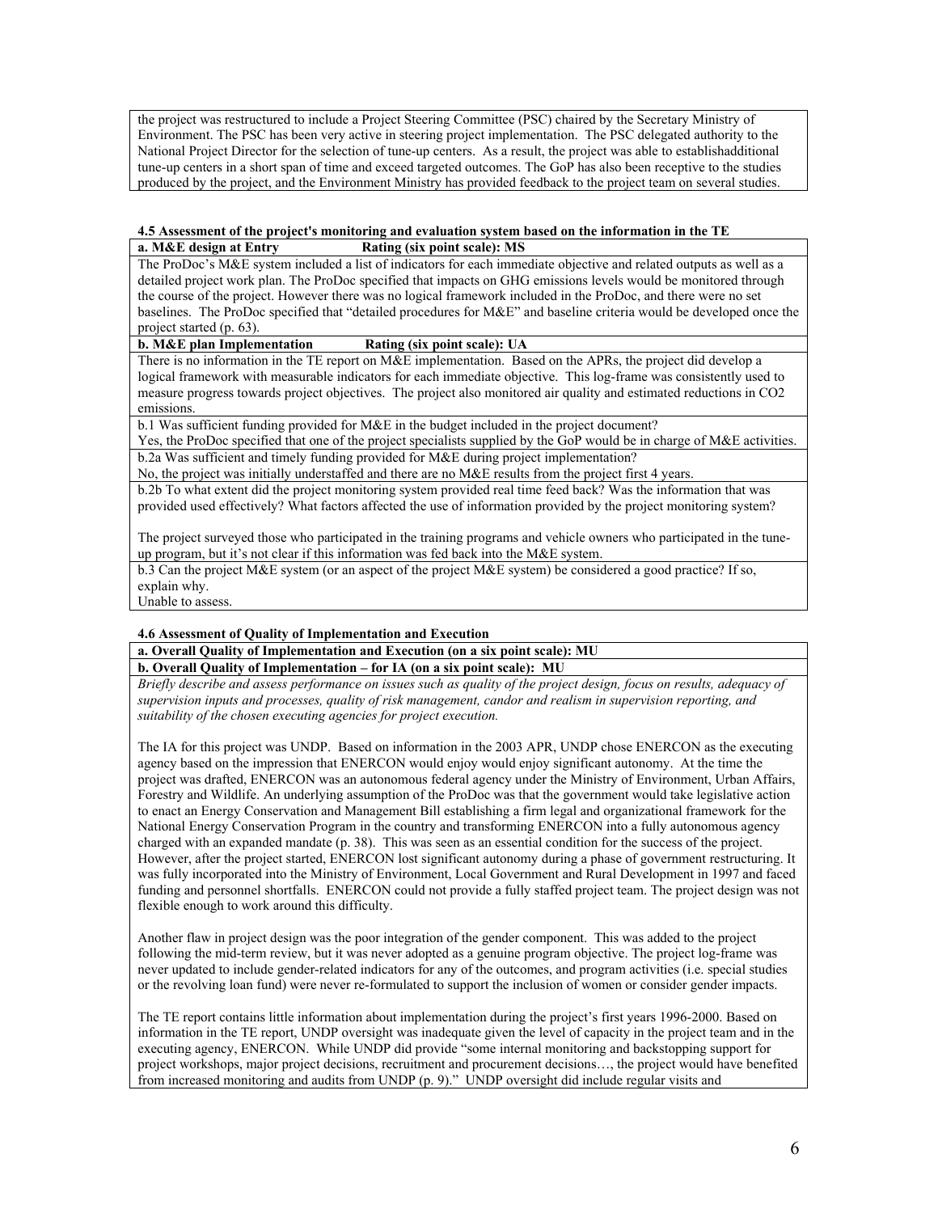the project was restructured to include a Project Steering Committee (PSC) chaired by the Secretary Ministry of Environment. The PSC has been very active in steering project implementation. The PSC delegated authority to the National Project Director for the selection of tune-up centers. As a result, the project was able to establishadditional tune-up centers in a short span of time and exceed targeted outcomes. The GoP has also been receptive to the studies produced by the project, and the Environment Ministry has provided feedback to the project team on several studies.

**4.5 Assessment of the project's monitoring and evaluation system based on the information in the TE**

**a. M&E design at Entry Rating (six point scale): MS**

The ProDoc's M&E system included a list of indicators for each immediate objective and related outputs as well as a detailed project work plan. The ProDoc specified that impacts on GHG emissions levels would be monitored through the course of the project. However there was no logical framework included in the ProDoc, and there were no set baselines. The ProDoc specified that "detailed procedures for M&E" and baseline criteria would be developed once the project started (p. 63).

**b. M&E plan Implementation Rating (six point scale): UA**

There is no information in the TE report on M&E implementation. Based on the APRs, the project did develop a logical framework with measurable indicators for each immediate objective. This log-frame was consistently used to measure progress towards project objectives. The project also monitored air quality and estimated reductions in CO2 emissions.

b.1 Was sufficient funding provided for M&E in the budget included in the project document?

Yes, the ProDoc specified that one of the project specialists supplied by the GoP would be in charge of M&E activities.

b.2a Was sufficient and timely funding provided for M&E during project implementation?

No, the project was initially understaffed and there are no M&E results from the project first 4 years.

b.2b To what extent did the project monitoring system provided real time feed back? Was the information that was provided used effectively? What factors affected the use of information provided by the project monitoring system?

The project surveyed those who participated in the training programs and vehicle owners who participated in the tune-up program, but it's not clear if this information was fed back into the M&E system.

b.3 Can the project M&E system (or an aspect of the project M&E system) be considered a good practice? If so, explain why.

Unable to assess.

**4.6 Assessment of Quality of Implementation and Execution**

**a. Overall Quality of Implementation and Execution (on a six point scale): MU**

**b. Overall Quality of Implementation – for IA (on a six point scale): MU**

*Briefly describe and assess performance on issues such as quality of the project design, focus on results, adequacy of supervision inputs and processes, quality of risk management, candor and realism in supervision reporting, and suitability of the chosen executing agencies for project execution.*

The IA for this project was UNDP. Based on information in the 2003 APR, UNDP chose ENERCON as the executing agency based on the impression that ENERCON would enjoy would enjoy significant autonomy. At the time the project was drafted, ENERCON was an autonomous federal agency under the Ministry of Environment, Urban Affairs, Forestry and Wildlife. An underlying assumption of the ProDoc was that the government would take legislative action to enact an Energy Conservation and Management Bill establishing a firm legal and organizational framework for the National Energy Conservation Program in the country and transforming ENERCON into a fully autonomous agency charged with an expanded mandate (p. 38). This was seen as an essential condition for the success of the project. However, after the project started, ENERCON lost significant autonomy during a phase of government restructuring. It was fully incorporated into the Ministry of Environment, Local Government and Rural Development in 1997 and faced funding and personnel shortfalls. ENERCON could not provide a fully staffed project team. The project design was not flexible enough to work around this difficulty.

Another flaw in project design was the poor integration of the gender component. This was added to the project following the mid-term review, but it was never adopted as a genuine program objective. The project log-frame was never updated to include gender-related indicators for any of the outcomes, and program activities (i.e. special studies or the revolving loan fund) were never re-formulated to support the inclusion of women or consider gender impacts.

The TE report contains little information about implementation during the project's first years 1996-2000. Based on information in the TE report, UNDP oversight was inadequate given the level of capacity in the project team and in the executing agency, ENERCON. While UNDP did provide "some internal monitoring and backstopping support for project workshops, major project decisions, recruitment and procurement decisions…, the project would have benefited from increased monitoring and audits from UNDP (p. 9)." UNDP oversight did include regular visits and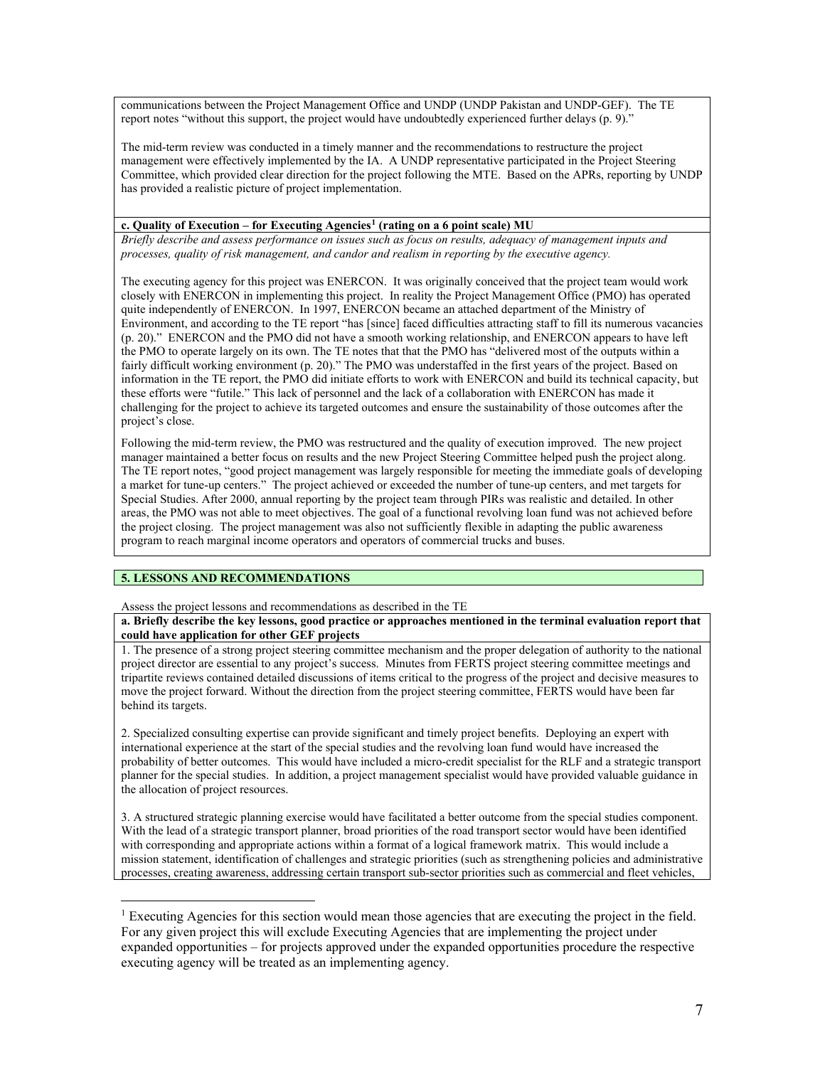communications between the Project Management Office and UNDP (UNDP Pakistan and UNDP-GEF). The TE report notes "without this support, the project would have undoubtedly experienced further delays (p. 9)."

The mid-term review was conducted in a timely manner and the recommendations to restructure the project management were effectively implemented by the IA. A UNDP representative participated in the Project Steering Committee, which provided clear direction for the project following the MTE. Based on the APRs, reporting by UNDP has provided a realistic picture of project implementation.

**c. Quality of Execution – for Executing Agencies[1] (rating on a 6 point scale) MU**

*Briefly describe and assess performance on issues such as focus on results, adequacy of management inputs and processes, quality of risk management, and candor and realism in reporting by the executive agency.*

The executing agency for this project was ENERCON. It was originally conceived that the project team would work closely with ENERCON in implementing this project. In reality the Project Management Office (PMO) has operated quite independently of ENERCON. In 1997, ENERCON became an attached department of the Ministry of Environment, and according to the TE report "has [since] faced difficulties attracting staff to fill its numerous vacancies (p. 20)." ENERCON and the PMO did not have a smooth working relationship, and ENERCON appears to have left the PMO to operate largely on its own. The TE notes that that the PMO has "delivered most of the outputs within a fairly difficult working environment (p. 20)." The PMO was understaffed in the first years of the project. Based on information in the TE report, the PMO did initiate efforts to work with ENERCON and build its technical capacity, but these efforts were "futile." This lack of personnel and the lack of a collaboration with ENERCON has made it challenging for the project to achieve its targeted outcomes and ensure the sustainability of those outcomes after the project's close.

Following the mid-term review, the PMO was restructured and the quality of execution improved. The new project manager maintained a better focus on results and the new Project Steering Committee helped push the project along. The TE report notes, "good project management was largely responsible for meeting the immediate goals of developing a market for tune-up centers." The project achieved or exceeded the number of tune-up centers, and met targets for Special Studies. After 2000, annual reporting by the project team through PIRs was realistic and detailed. In other areas, the PMO was not able to meet objectives. The goal of a functional revolving loan fund was not achieved before the project closing. The project management was also not sufficiently flexible in adapting the public awareness program to reach marginal income operators and operators of commercial trucks and buses.

## 5. LESSONS AND RECOMMENDATIONS

Assess the project lessons and recommendations as described in the TE

**a. Briefly describe the key lessons, good practice or approaches mentioned in the terminal evaluation report that could have application for other GEF projects**

1. The presence of a strong project steering committee mechanism and the proper delegation of authority to the national project director are essential to any project's success. Minutes from FERTS project steering committee meetings and tripartite reviews contained detailed discussions of items critical to the progress of the project and decisive measures to move the project forward. Without the direction from the project steering committee, FERTS would have been far behind its targets.

2. Specialized consulting expertise can provide significant and timely project benefits. Deploying an expert with international experience at the start of the special studies and the revolving loan fund would have increased the probability of better outcomes. This would have included a micro-credit specialist for the RLF and a strategic transport planner for the special studies. In addition, a project management specialist would have provided valuable guidance in the allocation of project resources.

3. A structured strategic planning exercise would have facilitated a better outcome from the special studies component. With the lead of a strategic transport planner, broad priorities of the road transport sector would have been identified with corresponding and appropriate actions within a format of a logical framework matrix. This would include a mission statement, identification of challenges and strategic priorities (such as strengthening policies and administrative processes, creating awareness, addressing certain transport sub-sector priorities such as commercial and fleet vehicles,

[1] Executing Agencies for this section would mean those agencies that are executing the project in the field. For any given project this will exclude Executing Agencies that are implementing the project under expanded opportunities – for projects approved under the expanded opportunities procedure the respective executing agency will be treated as an implementing agency.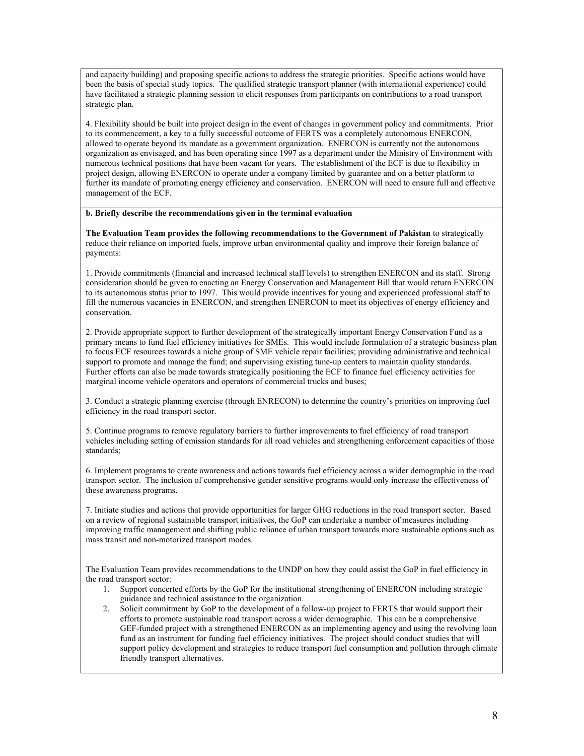and capacity building) and proposing specific actions to address the strategic priorities. Specific actions would have been the basis of special study topics. The qualified strategic transport planner (with international experience) could have facilitated a strategic planning session to elicit responses from participants on contributions to a road transport strategic plan.

4. Flexibility should be built into project design in the event of changes in government policy and commitments. Prior to its commencement, a key to a fully successful outcome of FERTS was a completely autonomous ENERCON, allowed to operate beyond its mandate as a government organization. ENERCON is currently not the autonomous organization as envisaged, and has been operating since 1997 as a department under the Ministry of Environment with numerous technical positions that have been vacant for years. The establishment of the ECF is due to flexibility in project design, allowing ENERCON to operate under a company limited by guarantee and on a better platform to further its mandate of promoting energy efficiency and conservation. ENERCON will need to ensure full and effective management of the ECF.

**b. Briefly describe the recommendations given in the terminal evaluation**

**The Evaluation Team provides the following recommendations to the Government of Pakistan** to strategically reduce their reliance on imported fuels, improve urban environmental quality and improve their foreign balance of payments:

1. Provide commitments (financial and increased technical staff levels) to strengthen ENERCON and its staff. Strong consideration should be given to enacting an Energy Conservation and Management Bill that would return ENERCON to its autonomous status prior to 1997. This would provide incentives for young and experienced professional staff to fill the numerous vacancies in ENERCON, and strengthen ENERCON to meet its objectives of energy efficiency and conservation.

2. Provide appropriate support to further development of the strategically important Energy Conservation Fund as a primary means to fund fuel efficiency initiatives for SMEs. This would include formulation of a strategic business plan to focus ECF resources towards a niche group of SME vehicle repair facilities; providing administrative and technical support to promote and manage the fund; and supervising existing tune-up centers to maintain quality standards. Further efforts can also be made towards strategically positioning the ECF to finance fuel efficiency activities for marginal income vehicle operators and operators of commercial trucks and buses;

3. Conduct a strategic planning exercise (through ENRECON) to determine the country's priorities on improving fuel efficiency in the road transport sector.

5. Continue programs to remove regulatory barriers to further improvements to fuel efficiency of road transport vehicles including setting of emission standards for all road vehicles and strengthening enforcement capacities of those standards;

6. Implement programs to create awareness and actions towards fuel efficiency across a wider demographic in the road transport sector. The inclusion of comprehensive gender sensitive programs would only increase the effectiveness of these awareness programs.

7. Initiate studies and actions that provide opportunities for larger GHG reductions in the road transport sector. Based on a review of regional sustainable transport initiatives, the GoP can undertake a number of measures including improving traffic management and shifting public reliance of urban transport towards more sustainable options such as mass transit and non-motorized transport modes.

The Evaluation Team provides recommendations to the UNDP on how they could assist the GoP in fuel efficiency in the road transport sector:

1. Support concerted efforts by the GoP for the institutional strengthening of ENERCON including strategic guidance and technical assistance to the organization.
2. Solicit commitment by GoP to the development of a follow-up project to FERTS that would support their efforts to promote sustainable road transport across a wider demographic. This can be a comprehensive GEF-funded project with a strengthened ENERCON as an implementing agency and using the revolving loan fund as an instrument for funding fuel efficiency initiatives. The project should conduct studies that will support policy development and strategies to reduce transport fuel consumption and pollution through climate friendly transport alternatives.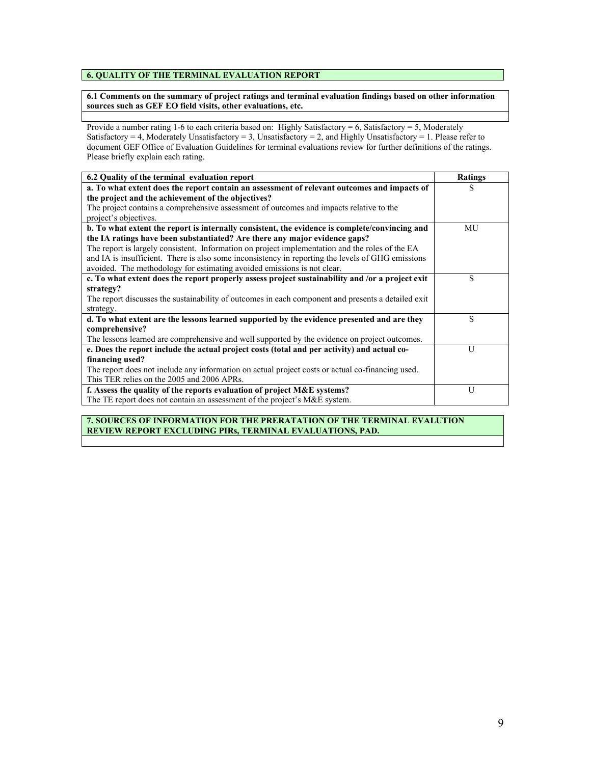**6. QUALITY OF THE TERMINAL EVALUATION REPORT**

**6.1 Comments on the summary of project ratings and terminal evaluation findings based on other information sources such as GEF EO field visits, other evaluations, etc.**

Provide a number rating 1-6 to each criteria based on: Highly Satisfactory = 6, Satisfactory = 5, Moderately Satisfactory = 4, Moderately Unsatisfactory = 3, Unsatisfactory = 2, and Highly Unsatisfactory = 1. Please refer to document GEF Office of Evaluation Guidelines for terminal evaluations review for further definitions of the ratings. Please briefly explain each rating.

| 6.2 Quality of the terminal evaluation report | Ratings |
|---|---|
| **a. To what extent does the report contain an assessment of relevant outcomes and impacts of the project and the achievement of the objectives?** The project contains a comprehensive assessment of outcomes and impacts relative to the project's objectives. | S |
| **b. To what extent the report is internally consistent, the evidence is complete/convincing and the IA ratings have been substantiated? Are there any major evidence gaps?** The report is largely consistent. Information on project implementation and the roles of the EA and IA is insufficient. There is also some inconsistency in reporting the levels of GHG emissions avoided. The methodology for estimating avoided emissions is not clear. | MU |
| **c. To what extent does the report properly assess project sustainability and /or a project exit strategy?** The report discusses the sustainability of outcomes in each component and presents a detailed exit strategy. | S |
| **d. To what extent are the lessons learned supported by the evidence presented and are they comprehensive?** The lessons learned are comprehensive and well supported by the evidence on project outcomes. | S |
| **e. Does the report include the actual project costs (total and per activity) and actual co-financing used?** The report does not include any information on actual project costs or actual co-financing used. This TER relies on the 2005 and 2006 APRs. | U |
| **f. Assess the quality of the reports evaluation of project M&E systems?** The TE report does not contain an assessment of the project's M&E system. | U |

**7. SOURCES OF INFORMATION FOR THE PRERATATION OF THE TERMINAL EVALUTION REVIEW REPORT EXCLUDING PIRs, TERMINAL EVALUATIONS, PAD.**